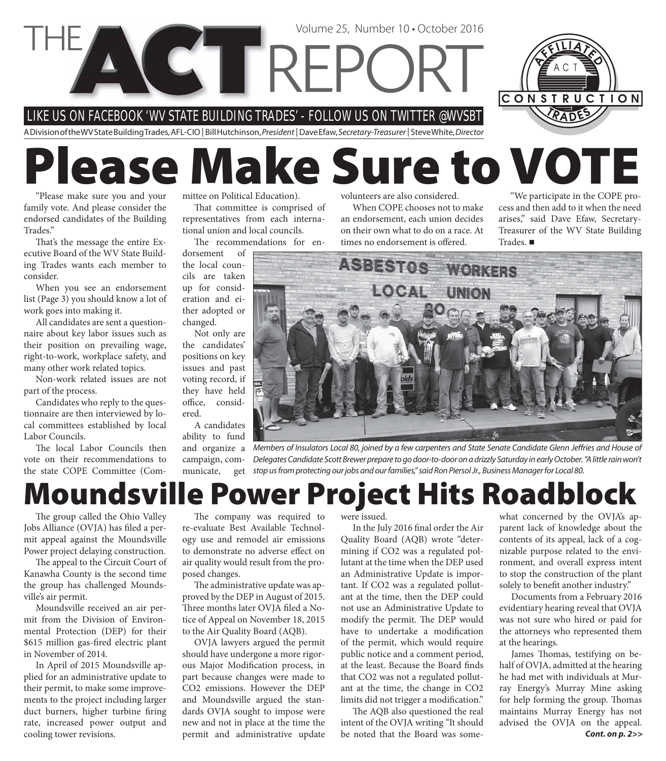# THE ACT REPORT

Volume 25, Number 10 • October 2016

LIKE US ON FACEBOOK 'WV STATE BUILDING TRADES' - FOLLOW US ON TWITTER @WVSBT

A Division of the WV State Building Trades, AFL-CIO | Bill Hutchinson, *President* | Dave Efaw, *Secretary-Treasurer* | Steve White, *Director*

# Please Make Sure to VOTE

"Please make sure you and your family vote. And please consider the endorsed candidates of the Building Trades."

That's the message the entire Executive Board of the WV State Building Trades wants each member to consider.

When you see an endorsement list (Page 3) you should know a lot of work goes into making it.

All candidates are sent a questionnaire about key labor issues such as their position on prevailing wage, right-to-work, workplace safety, and many other work related topics.

Non-work related issues are not part of the process.

Candidates who reply to the questionnaire are then interviewed by local committees established by local Labor Councils.

The local Labor Councils then vote on their recommendations to the state COPE Committee (Committee on Political Education).

That committee is comprised of representatives from each international union and local councils.

The recommendations for endorsement of the local councils are taken up for consideration and either adopted or changed.

Not only are the candidates' positions on key issues and past voting record, if they have held office, considered.

A candidates ability to fund and organize a campaign, communicate, get volunteers are also considered.

When COPE chooses not to make an endorsement, each union decides on their own what to do on a race. At times no endorsement is offered.

"We participate in the COPE process and then add to it when the need arises," said Dave Efaw, Secretary-Treasurer of the WV State Building Trades. ■

*Members of Insulators Local 80, joined by a few carpenters and State Senate Candidate Glenn Jeffries and House of Delegates Candidate Scott Brewer prepare to go door-to-door on a drizzly Saturday in early October. "A little rain won't stop us from protecting our jobs and our families," said Ron Piersol Jr., Business Manager for Local 80.*

# Moundsville Power Project Hits Roadblock

The group called the Ohio Valley Jobs Alliance (OVJA) has filed a permit appeal against the Moundsville Power project delaying construction.

The appeal to the Circuit Court of Kanawha County is the second time the group has challenged Moundsville's air permit.

Moundsville received an air permit from the Division of Environmental Protection (DEP) for their $615 million gas-fired electric plant in November of 2014.

In April of 2015 Moundsville applied for an administrative update to their permit, to make some improvements to the project including larger duct burners, higher turbine firing rate, increased power output and cooling tower revisions.

The company was required to re-evaluate Best Available Technology use and remodel air emissions to demonstrate no adverse effect on air quality would result from the proposed changes.

The administrative update was approved by the DEP in August of 2015. Three months later OVJA filed a Notice of Appeal on November 18, 2015 to the Air Quality Board (AQB).

OVJA lawyers argued the permit should have undergone a more rigorous Major Modification process, in part because changes were made to $CO_2$ emissions. However the DEP and Moundsville argued the standards OVJA sought to impose were new and not in place at the time the permit and administrative update were issued.

In the July 2016 final order the Air Quality Board (AQB) wrote "determining if $CO_2$ was a regulated pollutant at the time when the DEP used an Administrative Update is important. If $CO_2$ was a regulated pollutant at the time, then the DEP could not use an Administrative Update to modify the permit. The DEP would have to undertake a modification of the permit, which would require public notice and a comment period, at the least. Because the Board finds that $CO_2$ was not a regulated pollutant at the time, the change in $CO_2$ limits did not trigger a modification."

The AQB also questioned the real intent of the OVJA writing "It should be noted that the Board was somewhat concerned by the OVJA's apparent lack of knowledge about the contents of its appeal, lack of a cognizable purpose related to the environment, and overall express intent to stop the construction of the plant solely to benefit another industry."

Documents from a February 2016 evidentiary hearing reveal that OVJA was not sure who hired or paid for the attorneys who represented them at the hearings.

James Thomas, testifying on behalf of OVJA, admitted at the hearing he had met with individuals at Murray Energy's Murray Mine asking for help forming the group. Thomas maintains Murray Energy has not advised the OVJA on the appeal.

***Cont. on p. 2>>***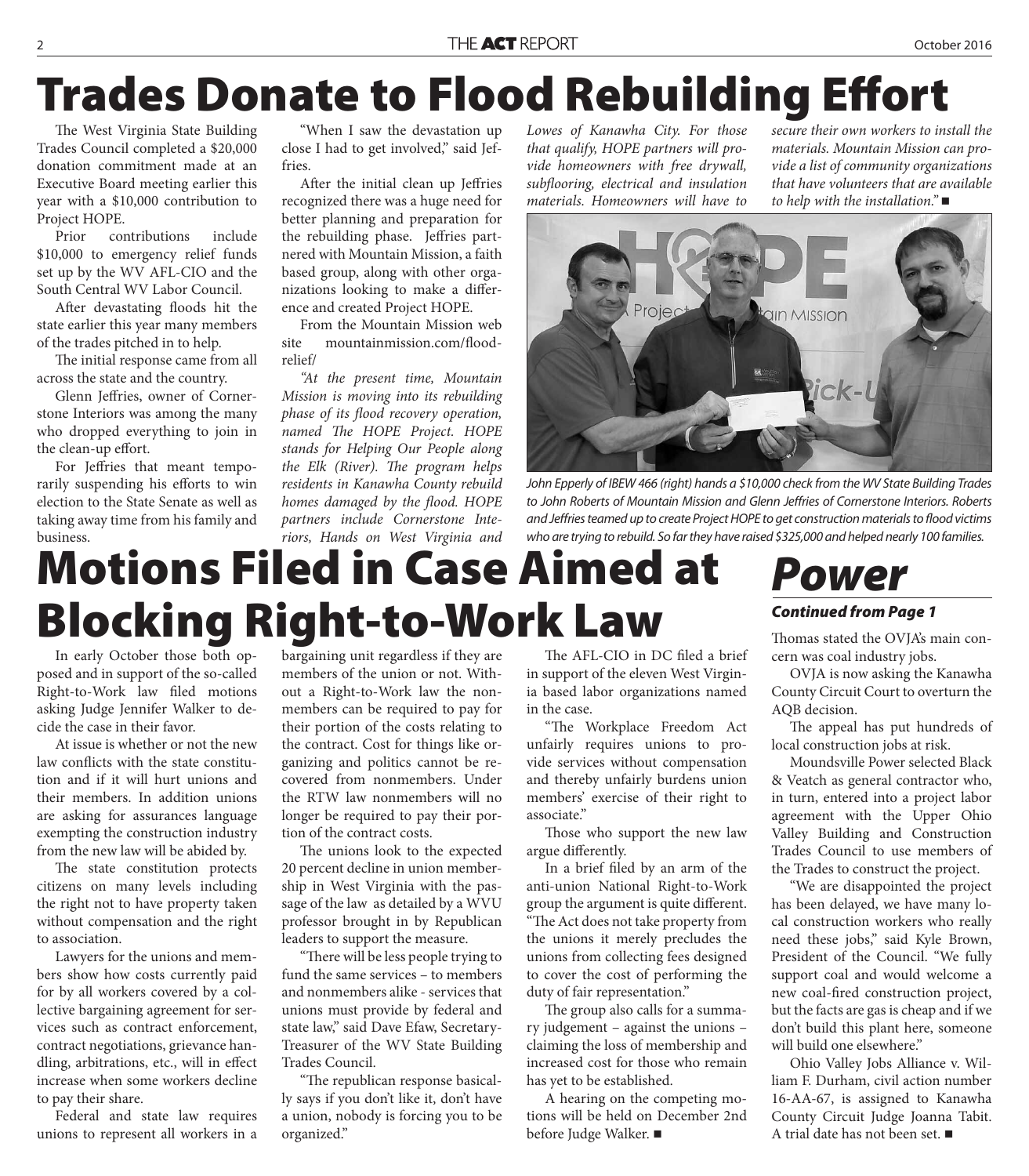# Trades Donate to Flood Rebuilding Effort

The West Virginia State Building Trades Council completed a $20,000 donation commitment made at an Executive Board meeting earlier this year with a $10,000 contribution to Project HOPE.

Prior contributions include $10,000 to emergency relief funds set up by the WV AFL-CIO and the South Central WV Labor Council.

After devastating floods hit the state earlier this year many members of the trades pitched in to help.

The initial response came from all across the state and the country.

Glenn Jeffries, owner of Cornerstone Interiors was among the many who dropped everything to join in the clean-up effort.

For Jeffries that meant temporarily suspending his efforts to win election to the State Senate as well as taking away time from his family and business.

"When I saw the devastation up close I had to get involved," said Jeffries.

After the initial clean up Jeffries recognized there was a huge need for better planning and preparation for the rebuilding phase. Jeffries partnered with Mountain Mission, a faith based group, along with other organizations looking to make a difference and created Project HOPE.

From the Mountain Mission web site mountainmission.com/flood-relief/

*"At the present time, Mountain Mission is moving into its rebuilding phase of its flood recovery operation, named The HOPE Project. HOPE stands for Helping Our People along the Elk (River). The program helps residents in Kanawha County rebuild homes damaged by the flood. HOPE partners include Cornerstone Interiors, Hands on West Virginia and Lowes of Kanawha City. For those that qualify, HOPE partners will provide homeowners with free drywall, subflooring, electrical and insulation materials. Homeowners will have to secure their own workers to install the materials. Mountain Mission can provide a list of community organizations that have volunteers that are available to help with the installation."* ■

*John Epperly of IBEW 466 (right) hands a $10,000 check from the WV State Building Trades to John Roberts of Mountain Mission and Glenn Jeffries of Cornerstone Interiors. Roberts and Jeffries teamed up to create Project HOPE to get construction materials to flood victims who are trying to rebuild. So far they have raised $325,000 and helped nearly 100 families.*

# Motions Filed in Case Aimed at Blocking Right-to-Work Law

In early October those both opposed and in support of the so-called Right-to-Work law filed motions asking Judge Jennifer Walker to decide the case in their favor.

At issue is whether or not the new law conflicts with the state constitution and if it will hurt unions and their members. In addition unions are asking for assurances language exempting the construction industry from the new law will be abided by.

The state constitution protects citizens on many levels including the right not to have property taken without compensation and the right to association.

Lawyers for the unions and members show how costs currently paid for by all workers covered by a collective bargaining agreement for services such as contract enforcement, contract negotiations, grievance handling, arbitrations, etc., will in effect increase when some workers decline to pay their share.

Federal and state law requires unions to represent all workers in a bargaining unit regardless if they are members of the union or not. Without a Right-to-Work law the nonmembers can be required to pay for their portion of the costs relating to the contract. Cost for things like organizing and politics cannot be recovered from nonmembers. Under the RTW law nonmembers will no longer be required to pay their portion of the contract costs.

The unions look to the expected 20 percent decline in union membership in West Virginia with the passage of the law as detailed by a WVU professor brought in by Republican leaders to support the measure.

"There will be less people trying to fund the same services – to members and nonmembers alike - services that unions must provide by federal and state law," said Dave Efaw, Secretary-Treasurer of the WV State Building Trades Council.

"The republican response basically says if you don't like it, don't have a union, nobody is forcing you to be organized."

The AFL-CIO in DC filed a brief in support of the eleven West Virginia based labor organizations named in the case.

"The Workplace Freedom Act unfairly requires unions to provide services without compensation and thereby unfairly burdens union members' exercise of their right to associate."

Those who support the new law argue differently.

In a brief filed by an arm of the anti-union National Right-to-Work group the argument is quite different. "The Act does not take property from the unions it merely precludes the unions from collecting fees designed to cover the cost of performing the duty of fair representation."

The group also calls for a summary judgement – against the unions – claiming the loss of membership and increased cost for those who remain has yet to be established.

A hearing on the competing motions will be held on December 2nd before Judge Walker. ■

# *Power*

***Continued from Page 1***

Thomas stated the OVJA's main concern was coal industry jobs.

OVJA is now asking the Kanawha County Circuit Court to overturn the AQB decision.

The appeal has put hundreds of local construction jobs at risk.

Moundsville Power selected Black & Veatch as general contractor who, in turn, entered into a project labor agreement with the Upper Ohio Valley Building and Construction Trades Council to use members of the Trades to construct the project.

"We are disappointed the project has been delayed, we have many local construction workers who really need these jobs," said Kyle Brown, President of the Council. "We fully support coal and would welcome a new coal-fired construction project, but the facts are gas is cheap and if we don't build this plant here, someone will build one elsewhere."

Ohio Valley Jobs Alliance v. William F. Durham, civil action number 16-AA-67, is assigned to Kanawha County Circuit Judge Joanna Tabit. A trial date has not been set. ■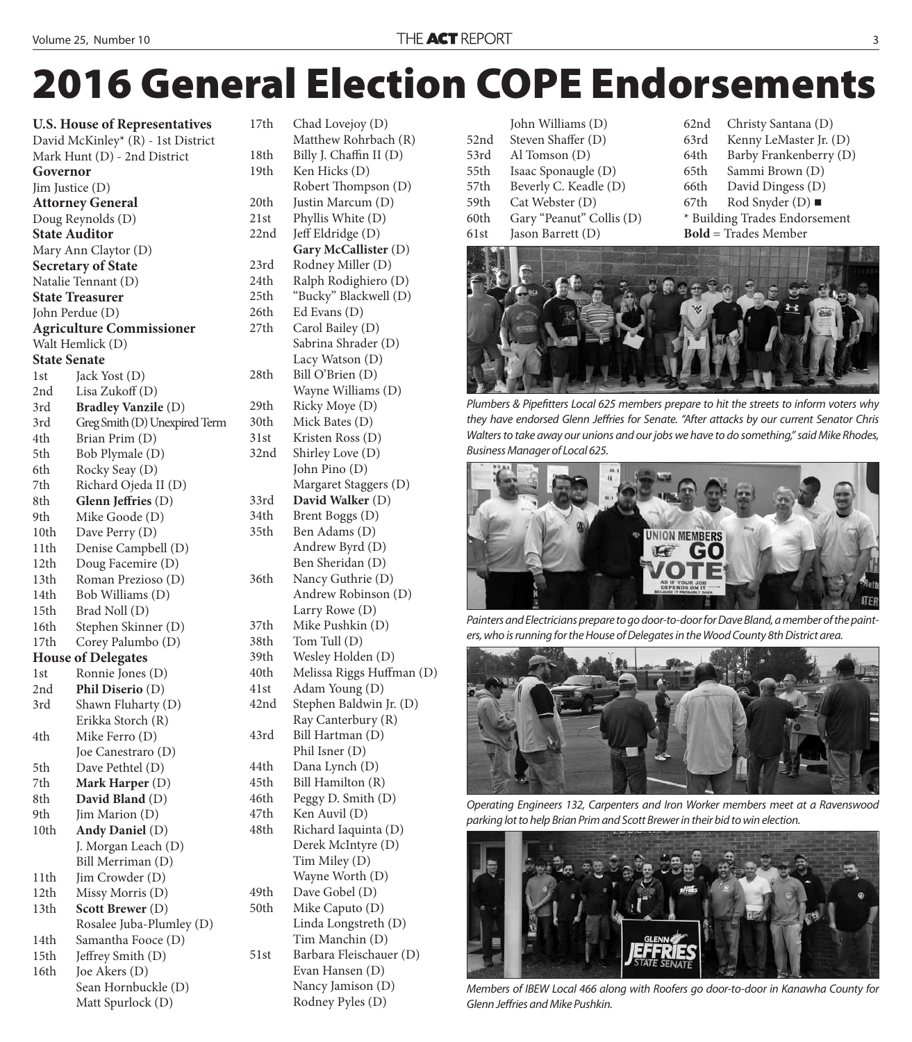# 2016 General Election COPE Endorsements

**U.S. House of Representatives**
David McKinley* (R) - 1st District
Mark Hunt (D) - 2nd District

**Governor**
Jim Justice (D)

**Attorney General**
Doug Reynolds (D)

**State Auditor**
Mary Ann Claytor (D)

**Secretary of State**
Natalie Tennant (D)

**State Treasurer**
John Perdue (D)

**Agriculture Commissioner**
Walt Hemlick (D)

**State Senate**

1st Jack Yost (D)
2nd Lisa Zukoff (D)
3rd **Bradley Vanzile** (D)
3rd Greg Smith (D) Unexpired Term
4th Brian Prim (D)
5th Bob Plymale (D)
6th Rocky Seay (D)
7th Richard Ojeda II (D)
8th **Glenn Jeffries** (D)
9th Mike Goode (D)
10th Dave Perry (D)
11th Denise Campbell (D)
12th Doug Facemire (D)
13th Roman Prezioso (D)
14th Bob Williams (D)
15th Brad Noll (D)
16th Stephen Skinner (D)
17th Corey Palumbo (D)

**House of Delegates**

1st Ronnie Jones (D)
2nd **Phil Diserio** (D)
3rd Shawn Fluharty (D)
Erikka Storch (R)
4th Mike Ferro (D)
Joe Canestraro (D)
5th Dave Pethtel (D)
7th **Mark Harper** (D)
8th **David Bland** (D)
9th Jim Marion (D)
10th **Andy Daniel** (D)
J. Morgan Leach (D)
Bill Merriman (D)
11th Jim Crowder (D)
12th Missy Morris (D)
13th **Scott Brewer** (D)
Rosalee Juba-Plumley (D)
14th Samantha Fooce (D)
15th Jeffrey Smith (D)
16th Joe Akers (D)
Sean Hornbuckle (D)
Matt Spurlock (D)
17th Chad Lovejoy (D)
Matthew Rohrbach (R)
18th Billy J. Chaffin II (D)
19th Ken Hicks (D)
Robert Thompson (D)
20th Justin Marcum (D)
21st Phyllis White (D)
22nd Jeff Eldridge (D)
**Gary McCallister** (D)
23rd Rodney Miller (D)
24th Ralph Rodighiero (D)
25th "Bucky" Blackwell (D)
26th Ed Evans (D)
27th Carol Bailey (D)
Sabrina Shrader (D)
Lacy Watson (D)
28th Bill O'Brien (D)
Wayne Williams (D)
29th Ricky Moye (D)
30th Mick Bates (D)
31st Kristen Ross (D)
32nd Shirley Love (D)
John Pino (D)
Margaret Staggers (D)
33rd **David Walker** (D)
34th Brent Boggs (D)
35th Ben Adams (D)
Andrew Byrd (D)
Ben Sheridan (D)
36th Nancy Guthrie (D)
Andrew Robinson (D)
Larry Rowe (D)
37th Mike Pushkin (D)
38th Tom Tull (D)
39th Wesley Holden (D)
40th Melissa Riggs Huffman (D)
41st Adam Young (D)
42nd Stephen Baldwin Jr. (D)
Ray Canterbury (R)
43rd Bill Hartman (D)
Phil Isner (D)
44th Dana Lynch (D)
45th Bill Hamilton (R)
46th Peggy D. Smith (D)
47th Ken Auvil (D)
48th Richard Iaquinta (D)
Derek McIntyre (D)
Tim Miley (D)
Wayne Worth (D)
49th Dave Gobel (D)
50th Mike Caputo (D)
Linda Longstreth (D)
Tim Manchin (D)
51st Barbara Fleischauer (D)
Evan Hansen (D)
Nancy Jamison (D)
Rodney Pyles (D)
John Williams (D)
52nd Steven Shaffer (D)
53rd Al Tomson (D)
55th Isaac Sponaugle (D)
57th Beverly C. Keadle (D)
59th Cat Webster (D)
60th Gary "Peanut" Collis (D)
61st Jason Barrett (D)
62nd Christy Santana (D)
63rd Kenny LeMaster Jr. (D)
64th Barby Frankenberry (D)
65th Sammi Brown (D)
66th David Dingess (D)
67th Rod Snyder (D) ■

\* Building Trades Endorsement
**Bold** = Trades Member

*Plumbers & Pipefitters Local 625 members prepare to hit the streets to inform voters why they have endorsed Glenn Jeffries for Senate. "After attacks by our current Senator Chris Walters to take away our unions and our jobs we have to do something," said Mike Rhodes, Business Manager of Local 625.*

*Painters and Electricians prepare to go door-to-door for Dave Bland, a member of the painters, who is running for the House of Delegates in the Wood County 8th District area.*

*Operating Engineers 132, Carpenters and Iron Worker members meet at a Ravenswood parking lot to help Brian Prim and Scott Brewer in their bid to win election.*

*Members of IBEW Local 466 along with Roofers go door-to-door in Kanawha County for Glenn Jeffries and Mike Pushkin.*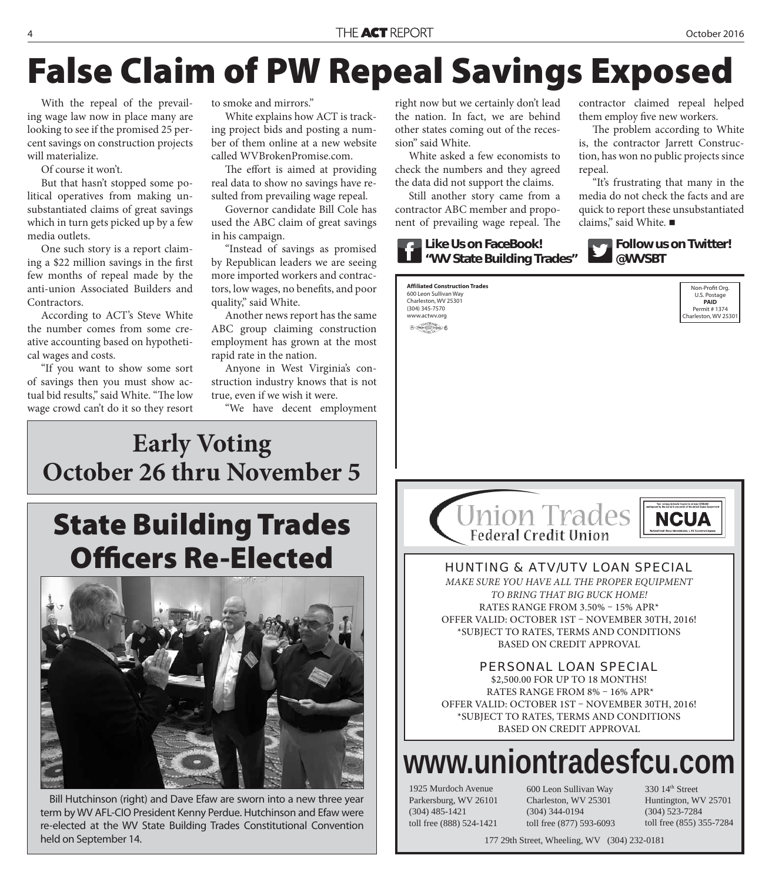# False Claim of PW Repeal Savings Exposed

With the repeal of the prevailing wage law now in place many are looking to see if the promised 25 percent savings on construction projects will materialize.

Of course it won't.

But that hasn't stopped some political operatives from making unsubstantiated claims of great savings which in turn gets picked up by a few media outlets.

One such story is a report claiming a $22 million savings in the first few months of repeal made by the anti-union Associated Builders and Contractors.

According to ACT's Steve White the number comes from some creative accounting based on hypothetical wages and costs.

"If you want to show some sort of savings then you must show actual bid results," said White. "The low wage crowd can't do it so they resort to smoke and mirrors."

White explains how ACT is tracking project bids and posting a number of them online at a new website called WVBrokenPromise.com.

The effort is aimed at providing real data to show no savings have resulted from prevailing wage repeal.

Governor candidate Bill Cole has used the ABC claim of great savings in his campaign.

"Instead of savings as promised by Republican leaders we are seeing more imported workers and contractors, low wages, no benefits, and poor quality," said White.

Another news report has the same ABC group claiming construction employment has grown at the most rapid rate in the nation.

Anyone in West Virginia's construction industry knows that is not true, even if we wish it were.

"We have decent employment right now but we certainly don't lead the nation. In fact, we are behind other states coming out of the recession" said White.

White asked a few economists to check the numbers and they agreed the data did not support the claims.

Still another story came from a contractor ABC member and proponent of prevailing wage repeal. The contractor claimed repeal helped them employ five new workers.

The problem according to White is, the contractor Jarrett Construction, has won no public projects since repeal.

"It's frustrating that many in the media do not check the facts and are quick to report these unsubstantiated claims," said White. ■

**Like Us on FaceBook! "WV State Building Trades"**

**Follow us on Twitter! @WVSBT**

**Affiliated Construction Trades**
600 Leon Sullivan Way
Charleston, WV 25301
(304) 345-7570
www.actwv.org

Non-Profit Org.
U.S. Postage
**PAID**
Permit # 1374
Charleston, WV 25301

## Early Voting
## October 26 thru November 5

## State Building Trades Officers Re-Elected

Bill Hutchinson (right) and Dave Efaw are sworn into a new three year term by WV AFL-CIO President Kenny Perdue. Hutchinson and Efaw were re-elected at the WV State Building Trades Constitutional Convention held on September 14.

## Union Trades Federal Credit Union

NCUA

### HUNTING & ATV/UTV LOAN SPECIAL

*MAKE SURE YOU HAVE ALL THE PROPER EQUIPMENT TO BRING THAT BIG BUCK HOME!*
RATES RANGE FROM 3.50% – 15% APR*
OFFER VALID: OCTOBER 1ST – NOVEMBER 30TH, 2016!
*SUBJECT TO RATES, TERMS AND CONDITIONS BASED ON CREDIT APPROVAL

### PERSONAL LOAN SPECIAL

$2,500.00 FOR UP TO 18 MONTHS!
RATES RANGE FROM 8% – 16% APR*
OFFER VALID: OCTOBER 1ST – NOVEMBER 30TH, 2016!
*SUBJECT TO RATES, TERMS AND CONDITIONS BASED ON CREDIT APPROVAL

## www.uniontradesfcu.com

1925 Murdoch Avenue
Parkersburg, WV 26101
(304) 485-1421
toll free (888) 524-1421

600 Leon Sullivan Way
Charleston, WV 25301
(304) 344-0194
toll free (877) 593-6093

330 14th Street
Huntington, WV 25701
(304) 523-7284
toll free (855) 355-7284

177 29th Street, Wheeling, WV (304) 232-0181